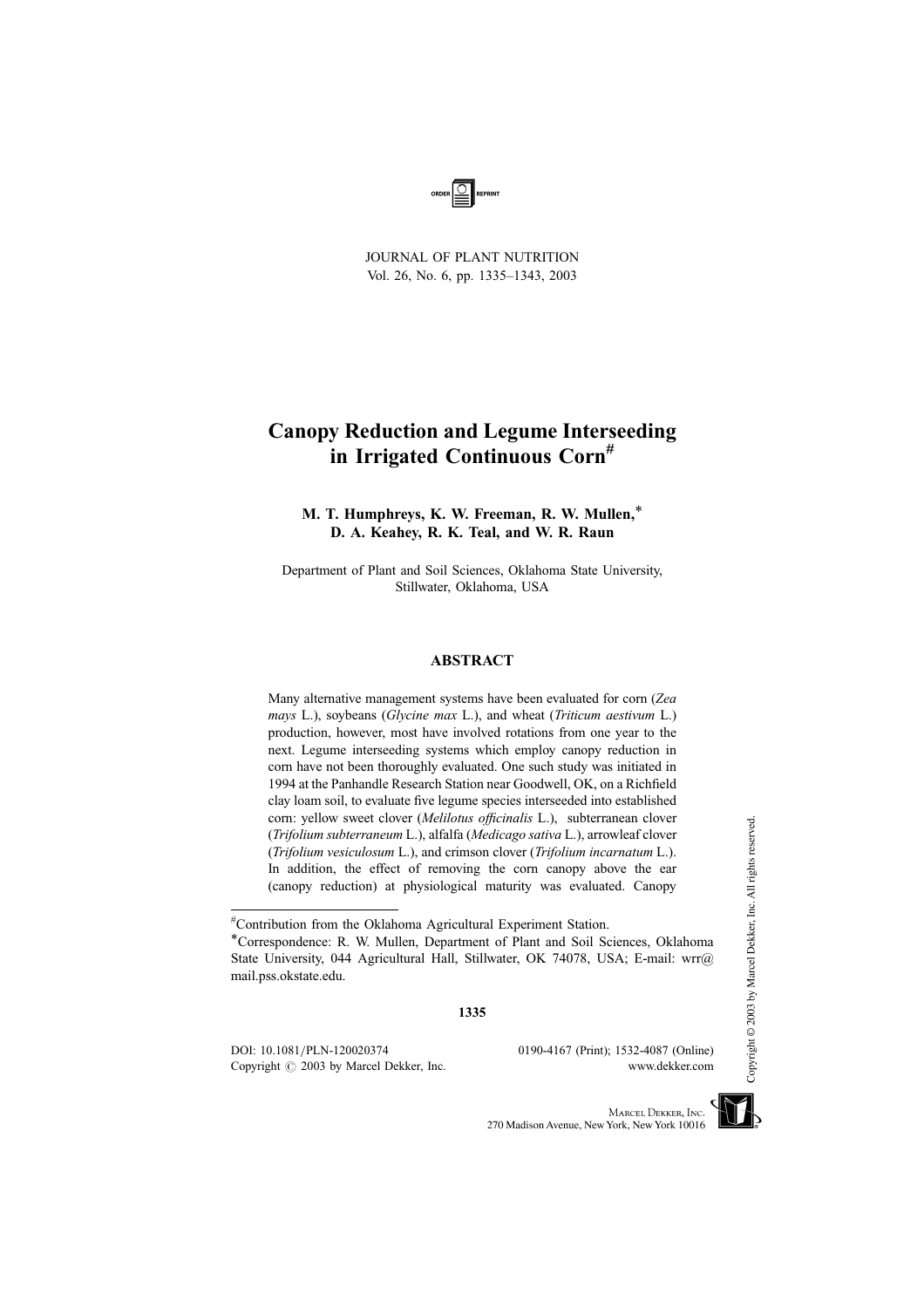# Canopy Reduction and Legume Interseeding in Irrigated Continuous Corn[#]

**M. T. Humphreys, K. W. Freeman, R. W. Mullen,[*] D. A. Keahey, R. K. Teal, and W. R. Raun**

Department of Plant and Soil Sciences, Oklahoma State University, Stillwater, Oklahoma, USA

## ABSTRACT

Many alternative management systems have been evaluated for corn (*Zea mays* L.), soybeans (*Glycine max* L.), and wheat (*Triticum aestivum* L.) production, however, most have involved rotations from one year to the next. Legume interseeding systems which employ canopy reduction in corn have not been thoroughly evaluated. One such study was initiated in 1994 at the Panhandle Research Station near Goodwell, OK, on a Richfield clay loam soil, to evaluate five legume species interseeded into established corn: yellow sweet clover (*Melilotus officinalis* L.), subterranean clover (*Trifolium subterraneum* L.), alfalfa (*Medicago sativa* L.), arrowleaf clover (*Trifolium vesiculosum* L.), and crimson clover (*Trifolium incarnatum* L.). In addition, the effect of removing the corn canopy above the ear (canopy reduction) at physiological maturity was evaluated. Canopy

[#]Contribution from the Oklahoma Agricultural Experiment Station.

[*]Correspondence: R. W. Mullen, Department of Plant and Soil Sciences, Oklahoma State University, 044 Agricultural Hall, Stillwater, OK 74078, USA; E-mail: wrr@mail.pss.okstate.edu.

DOI: 10.1081/PLN-120020374
Copyright © 2003 by Marcel Dekker, Inc.

0190-4167 (Print); 1532-4087 (Online)
www.dekker.com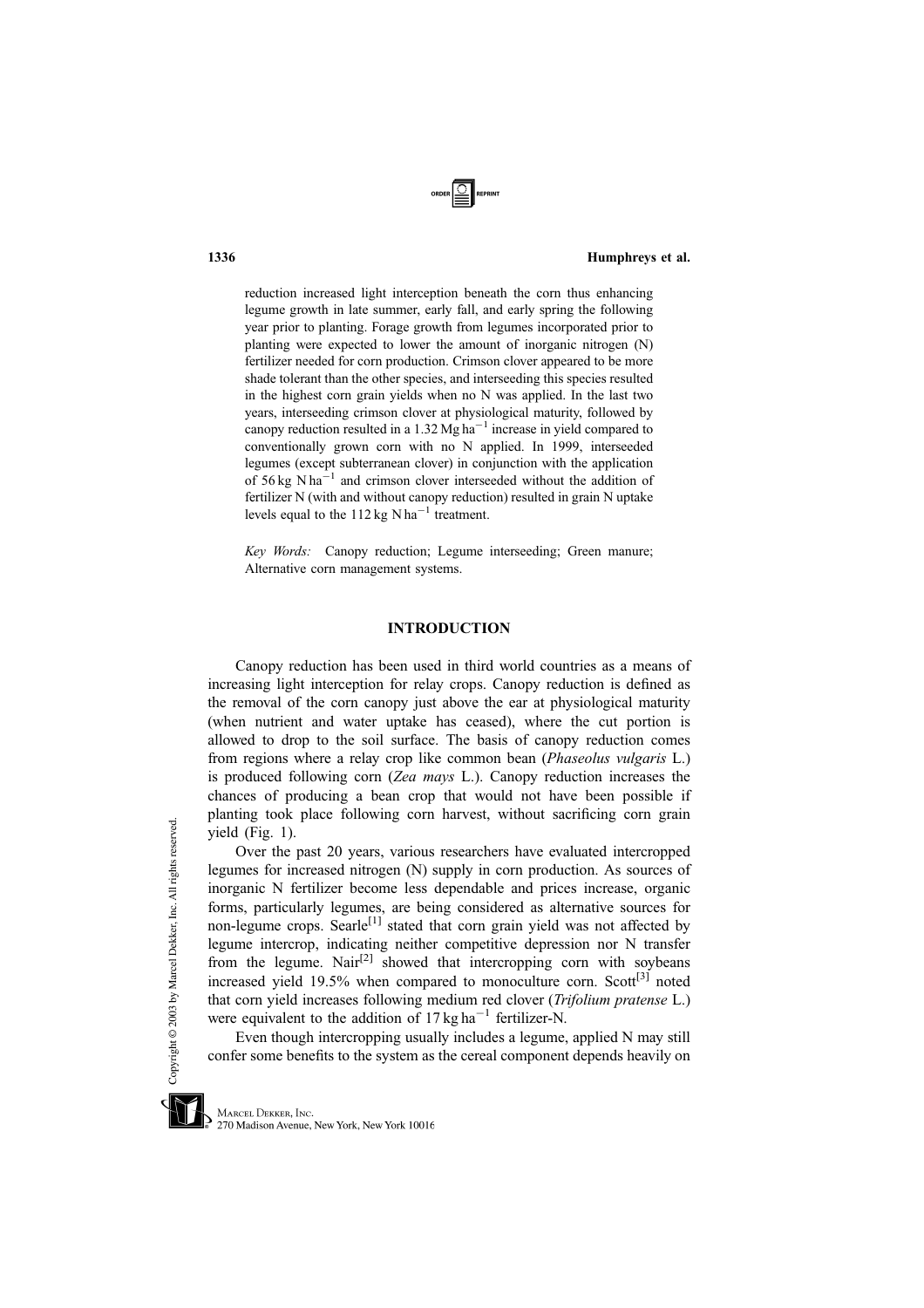reduction increased light interception beneath the corn thus enhancing legume growth in late summer, early fall, and early spring the following year prior to planting. Forage growth from legumes incorporated prior to planting were expected to lower the amount of inorganic nitrogen (N) fertilizer needed for corn production. Crimson clover appeared to be more shade tolerant than the other species, and interseeding this species resulted in the highest corn grain yields when no N was applied. In the last two years, interseeding crimson clover at physiological maturity, followed by canopy reduction resulted in a $1.32\,\mathrm{Mg\,ha^{-1}}$ increase in yield compared to conventionally grown corn with no N applied. In 1999, interseeded legumes (except subterranean clover) in conjunction with the application of $56\,\mathrm{kg\ N\,ha^{-1}}$ and crimson clover interseeded without the addition of fertilizer N (with and without canopy reduction) resulted in grain N uptake levels equal to the $112\,\mathrm{kg\ N\,ha^{-1}}$ treatment.

*Key Words:* Canopy reduction; Legume interseeding; Green manure; Alternative corn management systems.

## INTRODUCTION

Canopy reduction has been used in third world countries as a means of increasing light interception for relay crops. Canopy reduction is defined as the removal of the corn canopy just above the ear at physiological maturity (when nutrient and water uptake has ceased), where the cut portion is allowed to drop to the soil surface. The basis of canopy reduction comes from regions where a relay crop like common bean (*Phaseolus vulgaris* L.) is produced following corn (*Zea mays* L.). Canopy reduction increases the chances of producing a bean crop that would not have been possible if planting took place following corn harvest, without sacrificing corn grain yield (Fig. 1).

Over the past 20 years, various researchers have evaluated intercropped legumes for increased nitrogen (N) supply in corn production. As sources of inorganic N fertilizer become less dependable and prices increase, organic forms, particularly legumes, are being considered as alternative sources for non-legume crops. Searle[1] stated that corn grain yield was not affected by legume intercrop, indicating neither competitive depression nor N transfer from the legume. Nair[2] showed that intercropping corn with soybeans increased yield 19.5% when compared to monoculture corn. Scott[3] noted that corn yield increases following medium red clover (*Trifolium pratense* L.) were equivalent to the addition of $17\,\mathrm{kg\,ha^{-1}}$ fertilizer-N.

Even though intercropping usually includes a legume, applied N may still confer some benefits to the system as the cereal component depends heavily on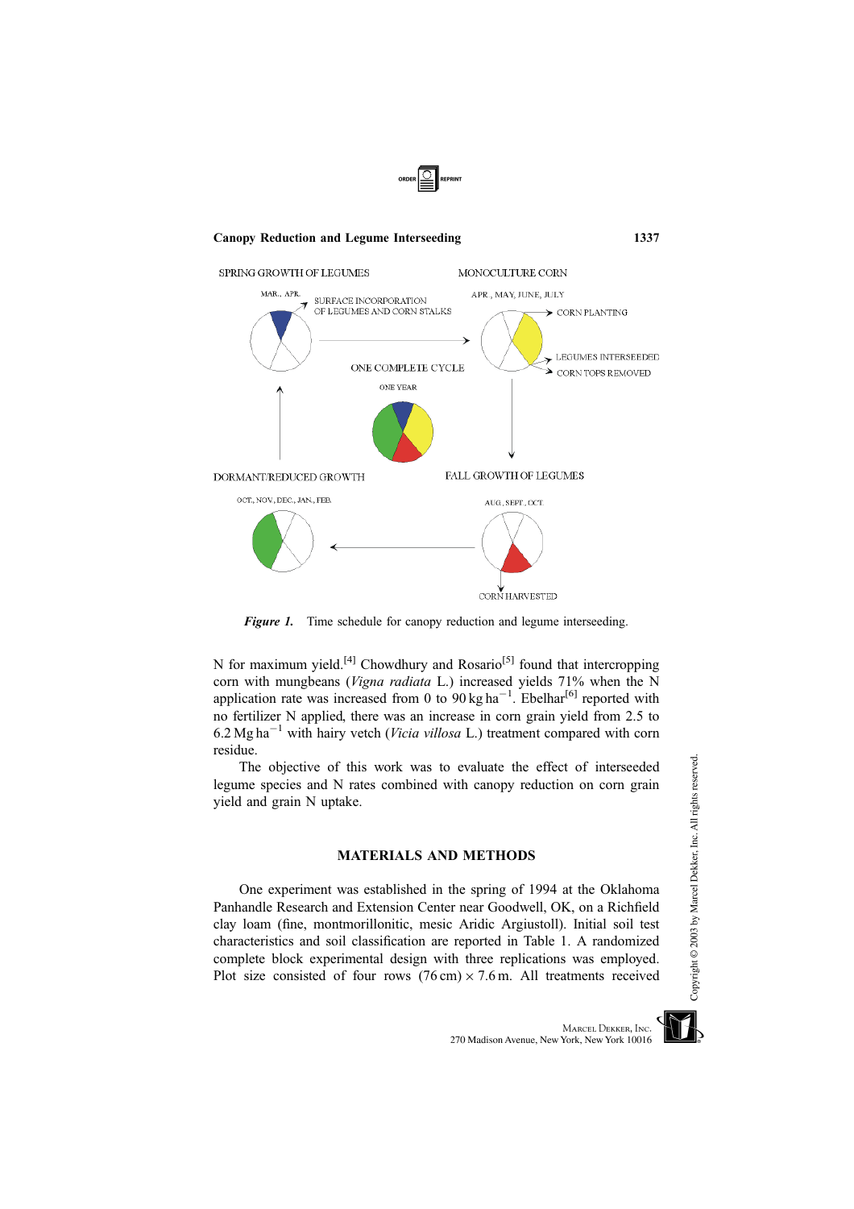Figure 1. Time schedule for canopy reduction and legume interseeding.

N for maximum yield.[4] Chowdhury and Rosario[5] found that intercropping corn with mungbeans (*Vigna radiata* L.) increased yields 71% when the N application rate was increased from 0 to 90 kg $ha^{-1}$. Ebelhar[6] reported with no fertilizer N applied, there was an increase in corn grain yield from 2.5 to 6.2 Mg $ha^{-1}$ with hairy vetch (*Vicia villosa* L.) treatment compared with corn residue.

The objective of this work was to evaluate the effect of interseeded legume species and N rates combined with canopy reduction on corn grain yield and grain N uptake.

## MATERIALS AND METHODS

One experiment was established in the spring of 1994 at the Oklahoma Panhandle Research and Extension Center near Goodwell, OK, on a Richfield clay loam (fine, montmorillonitic, mesic Aridic Argiustoll). Initial soil test characteristics and soil classification are reported in Table 1. A randomized complete block experimental design with three replications was employed. Plot size consisted of four rows (76 cm) × 7.6 m. All treatments received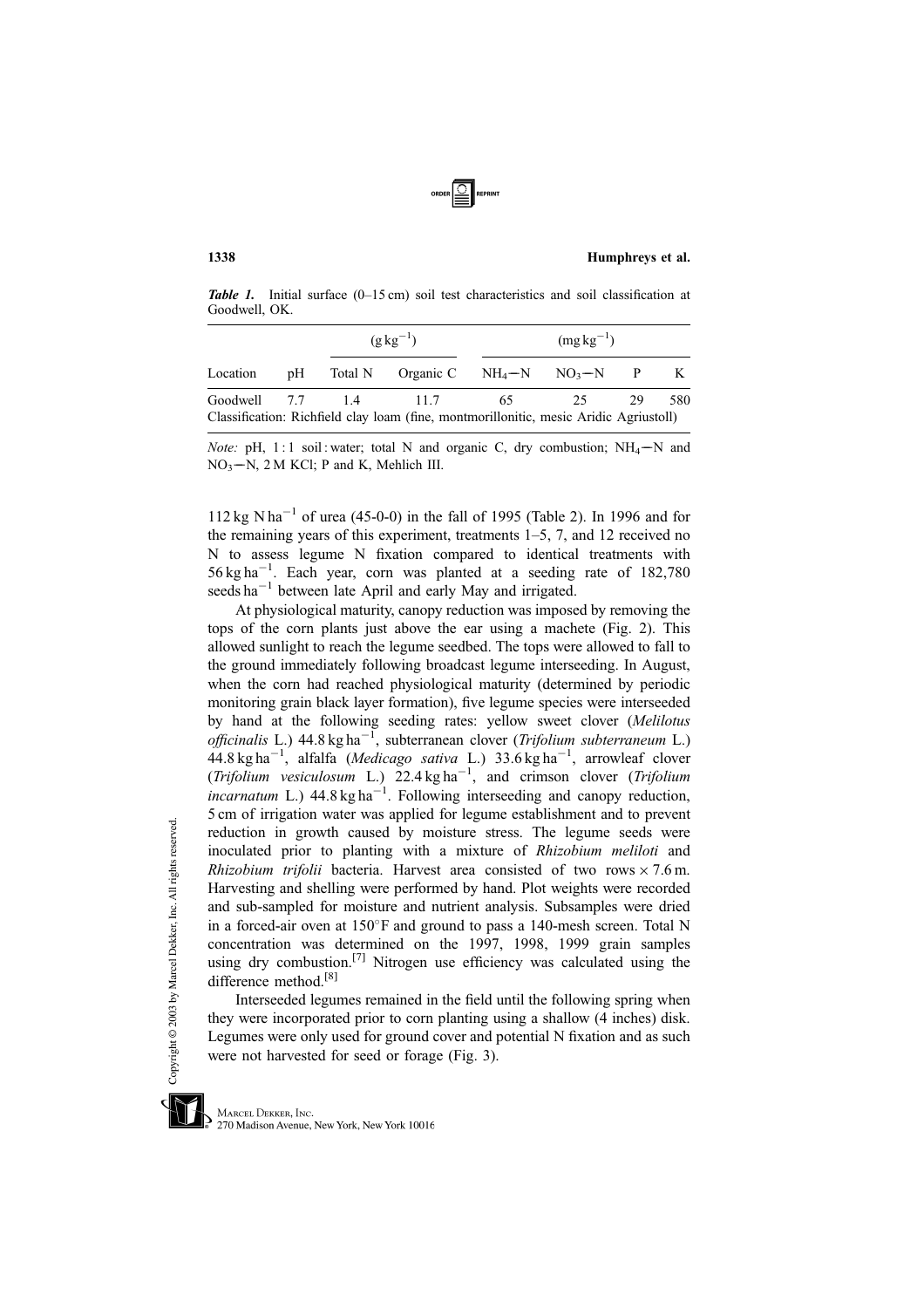***Table 1.*** Initial surface (0–15 cm) soil test characteristics and soil classification at Goodwell, OK.

| | | $(g\,kg^{-1})$ | | $(mg\,kg^{-1})$ | | | |
|---|---|---|---|---|---|---|---|
| Location | pH | Total N | Organic C | $NH_4$—N | $NO_3$—N | P | K |
| Goodwell | 7.7 | 1.4 | 11.7 | 65 | 25 | 29 | 580 |
| Classification: Richfield clay loam (fine, montmorillonitic, mesic Aridic Agriustoll) | | | | | | | |

*Note:* pH, 1 : 1 soil : water; total N and organic C, dry combustion; $NH_4$—N and $NO_3$—N, 2 M KCl; P and K, Mehlich III.

$112\,kg\,N\,ha^{-1}$ of urea (45-0-0) in the fall of 1995 (Table 2). In 1996 and for the remaining years of this experiment, treatments 1–5, 7, and 12 received no N to assess legume N fixation compared to identical treatments with $56\,kg\,ha^{-1}$. Each year, corn was planted at a seeding rate of 182,780 seeds $ha^{-1}$ between late April and early May and irrigated.

At physiological maturity, canopy reduction was imposed by removing the tops of the corn plants just above the ear using a machete (Fig. 2). This allowed sunlight to reach the legume seedbed. The tops were allowed to fall to the ground immediately following broadcast legume interseeding. In August, when the corn had reached physiological maturity (determined by periodic monitoring grain black layer formation), five legume species were interseeded by hand at the following seeding rates: yellow sweet clover (*Melilotus officinalis* L.) $44.8\,kg\,ha^{-1}$, subterranean clover (*Trifolium subterraneum* L.) $44.8\,kg\,ha^{-1}$, alfalfa (*Medicago sativa* L.) $33.6\,kg\,ha^{-1}$, arrowleaf clover (*Trifolium vesiculosum* L.) $22.4\,kg\,ha^{-1}$, and crimson clover (*Trifolium incarnatum* L.) $44.8\,kg\,ha^{-1}$. Following interseeding and canopy reduction, 5 cm of irrigation water was applied for legume establishment and to prevent reduction in growth caused by moisture stress. The legume seeds were inoculated prior to planting with a mixture of *Rhizobium meliloti* and *Rhizobium trifolii* bacteria. Harvest area consisted of two rows $\times$ 7.6 m. Harvesting and shelling were performed by hand. Plot weights were recorded and sub-sampled for moisture and nutrient analysis. Subsamples were dried in a forced-air oven at 150°F and ground to pass a 140-mesh screen. Total N concentration was determined on the 1997, 1998, 1999 grain samples using dry combustion.[7] Nitrogen use efficiency was calculated using the difference method.[8]

Interseeded legumes remained in the field until the following spring when they were incorporated prior to corn planting using a shallow (4 inches) disk. Legumes were only used for ground cover and potential N fixation and as such were not harvested for seed or forage (Fig. 3).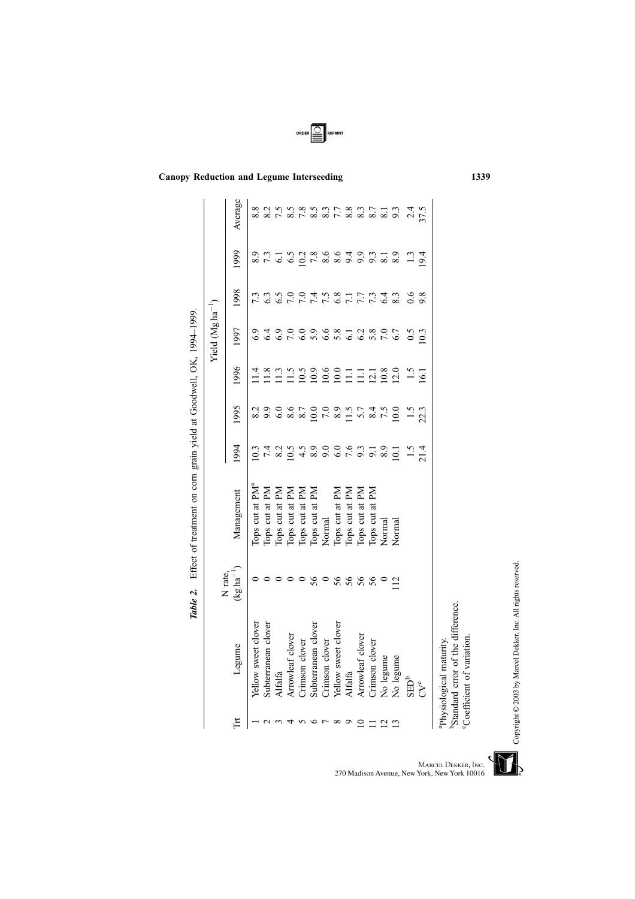**Table 2.** Effect of treatment on corn grain yield at Goodwell, OK, 1994–1999.

| Trt | Legume | N rate, (kg ha$^{-1}$) | Management | Yield (Mg ha$^{-1}$) | | | | | | |
|---|---|---|---|---|---|---|---|---|---|---|
| | | | | 1994 | 1995 | 1996 | 1997 | 1998 | 1999 | Average |
| 1 | Yellow sweet clover | 0 | Tops cut at PM[a] | 10.3 | 8.2 | 11.4 | 6.9 | 7.3 | 8.9 | 8.8 |
| 2 | Subterranean clover | 0 | Tops cut at PM | 7.4 | 9.9 | 11.8 | 6.4 | 6.3 | 7.3 | 8.2 |
| 3 | Alfalfa | 0 | Tops cut at PM | 8.2 | 6.0 | 11.3 | 6.9 | 6.5 | 6.1 | 7.5 |
| 4 | Arrowleaf clover | 0 | Tops cut at PM | 10.5 | 8.6 | 11.5 | 7.0 | 7.0 | 6.5 | 8.5 |
| 5 | Crimson clover | 0 | Tops cut at PM | 4.5 | 8.7 | 10.5 | 6.0 | 7.0 | 10.2 | 7.8 |
| 6 | Subterranean clover | 56 | Tops cut at PM | 8.9 | 10.0 | 10.9 | 5.9 | 7.4 | 7.8 | 8.5 |
| 7 | Crimson clover | 0 | Normal | 9.0 | 7.0 | 10.6 | 6.6 | 7.5 | 8.6 | 8.3 |
| 8 | Yellow sweet clover | 56 | Tops cut at PM | 6.0 | 8.9 | 10.0 | 5.8 | 6.8 | 8.6 | 7.7 |
| 9 | Alfalfa | 56 | Tops cut at PM | 7.6 | 11.5 | 11.1 | 6.1 | 7.1 | 9.4 | 8.8 |
| 10 | Arrowleaf clover | 56 | Tops cut at PM | 9.3 | 5.7 | 11.1 | 6.2 | 7.7 | 9.9 | 8.3 |
| 11 | Crimson clover | 56 | Tops cut at PM | 9.1 | 8.4 | 12.1 | 5.8 | 7.3 | 9.3 | 8.7 |
| 12 | No legume | 0 | Normal | 8.9 | 7.5 | 10.8 | 7.0 | 6.4 | 8.1 | 8.1 |
| 13 | No legume | 112 | Normal | 10.1 | 10.0 | 12.0 | 6.7 | 8.3 | 8.9 | 9.3 |
| | SED[b] | | | 1.5 | 1.5 | 1.5 | 0.5 | 0.6 | 1.3 | 2.4 |
| | CV[c] | | | 21.4 | 22.3 | 16.1 | 10.3 | 9.8 | 19.4 | 37.5 |

[a]Physiological maturity.
[b]Standard error of the difference.
[c]Coefficient of variation.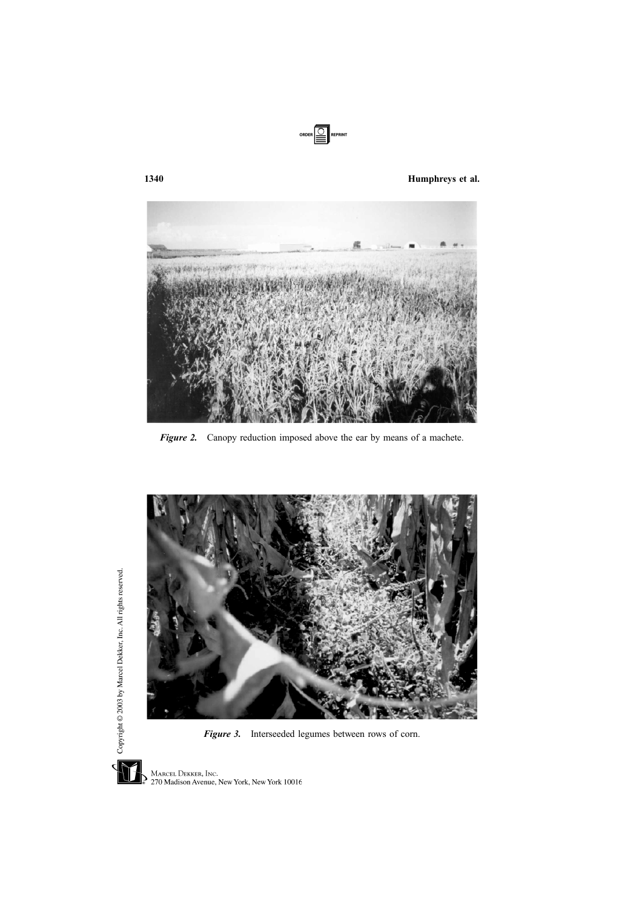*Figure 2.* Canopy reduction imposed above the ear by means of a machete.

*Figure 3.* Interseeded legumes between rows of corn.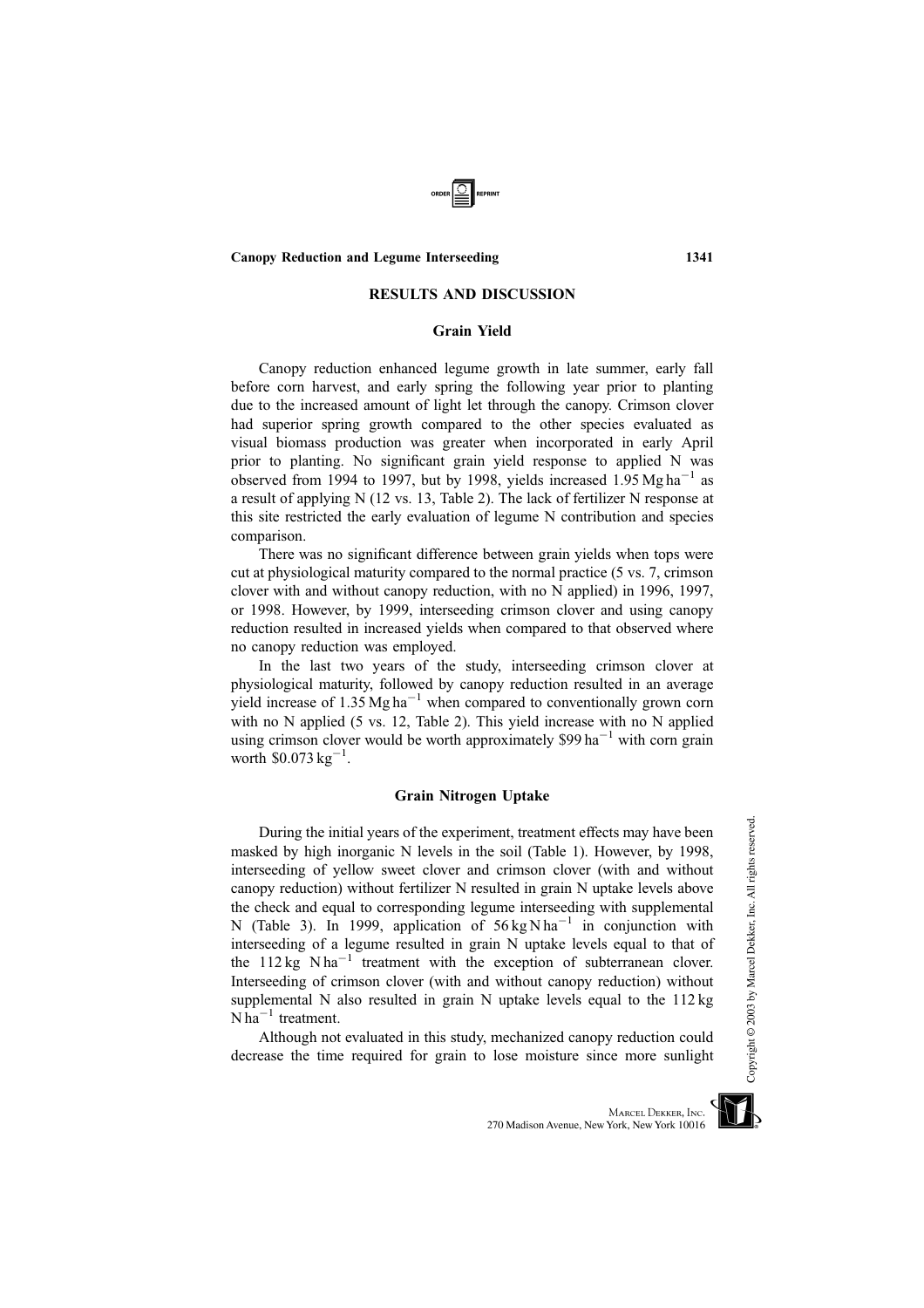## RESULTS AND DISCUSSION

### Grain Yield

Canopy reduction enhanced legume growth in late summer, early fall before corn harvest, and early spring the following year prior to planting due to the increased amount of light let through the canopy. Crimson clover had superior spring growth compared to the other species evaluated as visual biomass production was greater when incorporated in early April prior to planting. No significant grain yield response to applied N was observed from 1994 to 1997, but by 1998, yields increased 1.95 Mg ha$^{-1}$ as a result of applying N (12 vs. 13, Table 2). The lack of fertilizer N response at this site restricted the early evaluation of legume N contribution and species comparison.

There was no significant difference between grain yields when tops were cut at physiological maturity compared to the normal practice (5 vs. 7, crimson clover with and without canopy reduction, with no N applied) in 1996, 1997, or 1998. However, by 1999, interseeding crimson clover and using canopy reduction resulted in increased yields when compared to that observed where no canopy reduction was employed.

In the last two years of the study, interseeding crimson clover at physiological maturity, followed by canopy reduction resulted in an average yield increase of 1.35 Mg ha$^{-1}$ when compared to conventionally grown corn with no N applied (5 vs. 12, Table 2). This yield increase with no N applied using crimson clover would be worth approximately \$99 ha$^{-1}$ with corn grain worth \$0.073 kg$^{-1}$.

### Grain Nitrogen Uptake

During the initial years of the experiment, treatment effects may have been masked by high inorganic N levels in the soil (Table 1). However, by 1998, interseeding of yellow sweet clover and crimson clover (with and without canopy reduction) without fertilizer N resulted in grain N uptake levels above the check and equal to corresponding legume interseeding with supplemental N (Table 3). In 1999, application of 56 kg N ha$^{-1}$ in conjunction with interseeding of a legume resulted in grain N uptake levels equal to that of the 112 kg N ha$^{-1}$ treatment with the exception of subterranean clover. Interseeding of crimson clover (with and without canopy reduction) without supplemental N also resulted in grain N uptake levels equal to the 112 kg N ha$^{-1}$ treatment.

Although not evaluated in this study, mechanized canopy reduction could decrease the time required for grain to lose moisture since more sunlight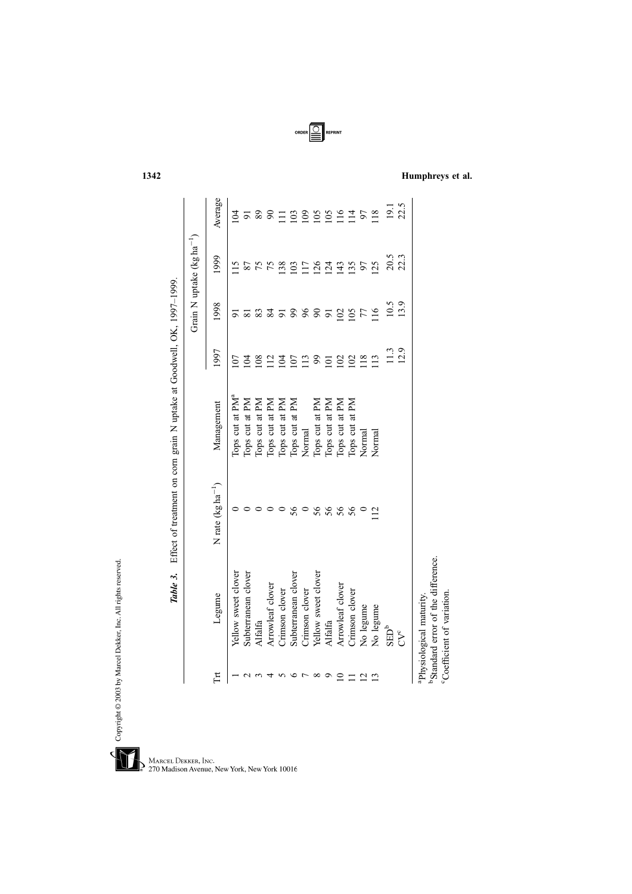*Table 3.* Effect of treatment on corn grain N uptake at Goodwell, OK, 1997–1999.

| Trt | Legume | N rate ($kg\,ha^{-1}$) | Management | Grain N uptake ($kg\,ha^{-1}$) | | | |
|---|---|---|---|---|---|---|---|
| | | | | 1997 | 1998 | 1999 | Average |
| 1 | Yellow sweet clover | 0 | Tops cut at PM[a] | 107 | 91 | 115 | 104 |
| 2 | Subterranean clover | 0 | Tops cut at PM | 104 | 81 | 87 | 91 |
| 3 | Alfalfa | 0 | Tops cut at PM | 108 | 83 | 75 | 89 |
| 4 | Arrowleaf clover | 0 | Tops cut at PM | 112 | 84 | 75 | 90 |
| 5 | Crimson clover | 0 | Tops cut at PM | 104 | 91 | 138 | 111 |
| 6 | Subterranean clover | 56 | Tops cut at PM | 107 | 99 | 103 | 103 |
| 7 | Crimson clover | 0 | Normal | 113 | 96 | 117 | 109 |
| 8 | Yellow sweet clover | 56 | Tops cut at PM | 99 | 90 | 126 | 105 |
| 9 | Alfalfa | 56 | Tops cut at PM | 101 | 91 | 124 | 105 |
| 10 | Arrowleaf clover | 56 | Tops cut at PM | 102 | 102 | 143 | 116 |
| 11 | Crimson clover | 56 | Tops cut at PM | 102 | 105 | 135 | 114 |
| 12 | No legume | 0 | Normal | 118 | 77 | 97 | 97 |
| 13 | No legume | 112 | Normal | 113 | 116 | 125 | 118 |
| | SED[b] | | | 11.3 | 10.5 | 20.5 | 19.1 |
| | CV[c] | | | 12.9 | 13.9 | 22.3 | 22.5 |

[a]Physiological maturity.
[b]Standard error of the difference.
[c]Coefficient of variation.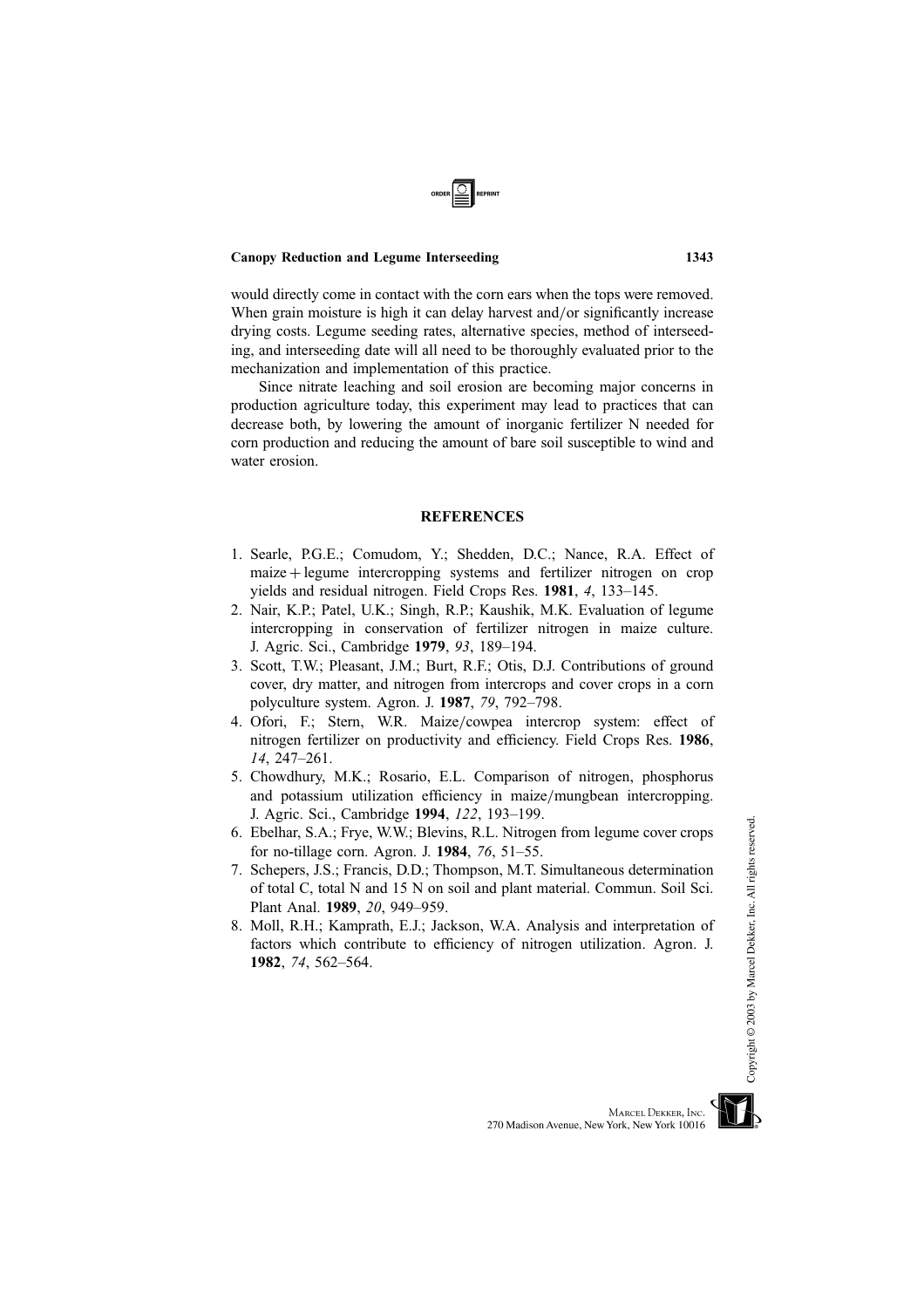would directly come in contact with the corn ears when the tops were removed. When grain moisture is high it can delay harvest and/or significantly increase drying costs. Legume seeding rates, alternative species, method of interseeding, and interseeding date will all need to be thoroughly evaluated prior to the mechanization and implementation of this practice.

Since nitrate leaching and soil erosion are becoming major concerns in production agriculture today, this experiment may lead to practices that can decrease both, by lowering the amount of inorganic fertilizer N needed for corn production and reducing the amount of bare soil susceptible to wind and water erosion.

## REFERENCES

1. Searle, P.G.E.; Comudom, Y.; Shedden, D.C.; Nance, R.A. Effect of maize + legume intercropping systems and fertilizer nitrogen on crop yields and residual nitrogen. Field Crops Res. **1981**, *4*, 133–145.
2. Nair, K.P.; Patel, U.K.; Singh, R.P.; Kaushik, M.K. Evaluation of legume intercropping in conservation of fertilizer nitrogen in maize culture. J. Agric. Sci., Cambridge **1979**, *93*, 189–194.
3. Scott, T.W.; Pleasant, J.M.; Burt, R.F.; Otis, D.J. Contributions of ground cover, dry matter, and nitrogen from intercrops and cover crops in a corn polyculture system. Agron. J. **1987**, *79*, 792–798.
4. Ofori, F.; Stern, W.R. Maize/cowpea intercrop system: effect of nitrogen fertilizer on productivity and efficiency. Field Crops Res. **1986**, *14*, 247–261.
5. Chowdhury, M.K.; Rosario, E.L. Comparison of nitrogen, phosphorus and potassium utilization efficiency in maize/mungbean intercropping. J. Agric. Sci., Cambridge **1994**, *122*, 193–199.
6. Ebelhar, S.A.; Frye, W.W.; Blevins, R.L. Nitrogen from legume cover crops for no-tillage corn. Agron. J. **1984**, *76*, 51–55.
7. Schepers, J.S.; Francis, D.D.; Thompson, M.T. Simultaneous determination of total C, total N and 15 N on soil and plant material. Commun. Soil Sci. Plant Anal. **1989**, *20*, 949–959.
8. Moll, R.H.; Kamprath, E.J.; Jackson, W.A. Analysis and interpretation of factors which contribute to efficiency of nitrogen utilization. Agron. J. **1982**, *74*, 562–564.